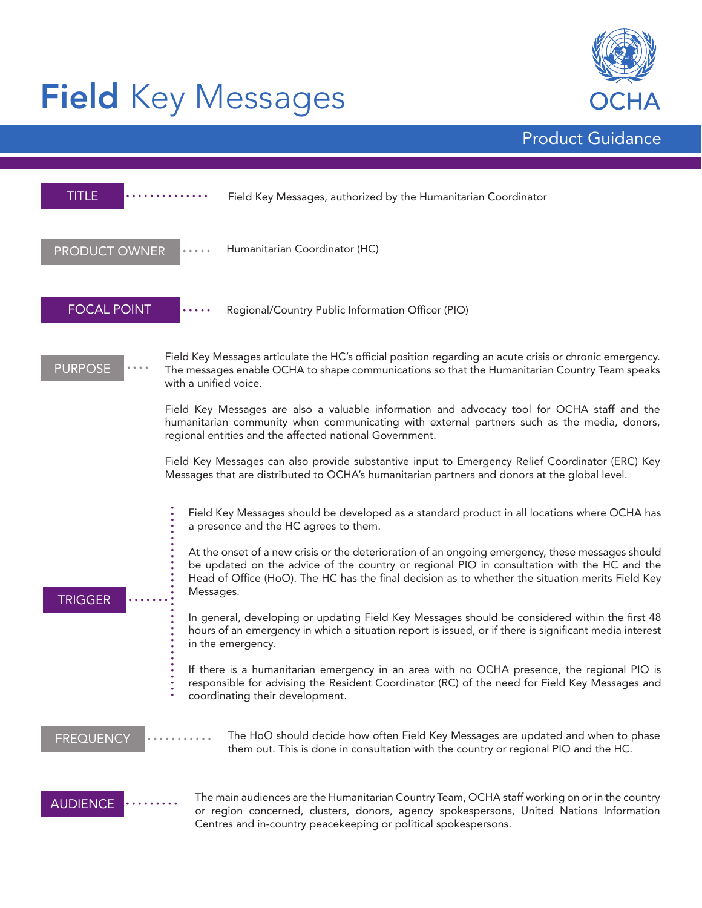# **Field** Key Messages

OCHA

Product Guidance

**TITLE**

Field Key Messages, authorized by the Humanitarian Coordinator

**PRODUCT OWNER**

Humanitarian Coordinator (HC)

**FOCAL POINT**

Regional/Country Public Information Officer (PIO)

**PURPOSE**

Field Key Messages articulate the HC's official position regarding an acute crisis or chronic emergency. The messages enable OCHA to shape communications so that the Humanitarian Country Team speaks with a unified voice.

Field Key Messages are also a valuable information and advocacy tool for OCHA staff and the humanitarian community when communicating with external partners such as the media, donors, regional entities and the affected national Government.

Field Key Messages can also provide substantive input to Emergency Relief Coordinator (ERC) Key Messages that are distributed to OCHA's humanitarian partners and donors at the global level.

**TRIGGER**

Field Key Messages should be developed as a standard product in all locations where OCHA has a presence and the HC agrees to them.

At the onset of a new crisis or the deterioration of an ongoing emergency, these messages should be updated on the advice of the country or regional PIO in consultation with the HC and the Head of Office (HoO). The HC has the final decision as to whether the situation merits Field Key Messages.

In general, developing or updating Field Key Messages should be considered within the first 48 hours of an emergency in which a situation report is issued, or if there is significant media interest in the emergency.

If there is a humanitarian emergency in an area with no OCHA presence, the regional PIO is responsible for advising the Resident Coordinator (RC) of the need for Field Key Messages and coordinating their development.

**FREQUENCY**

The HoO should decide how often Field Key Messages are updated and when to phase them out. This is done in consultation with the country or regional PIO and the HC.

**AUDIENCE**

The main audiences are the Humanitarian Country Team, OCHA staff working on or in the country or region concerned, clusters, donors, agency spokespersons, United Nations Information Centres and in-country peacekeeping or political spokespersons.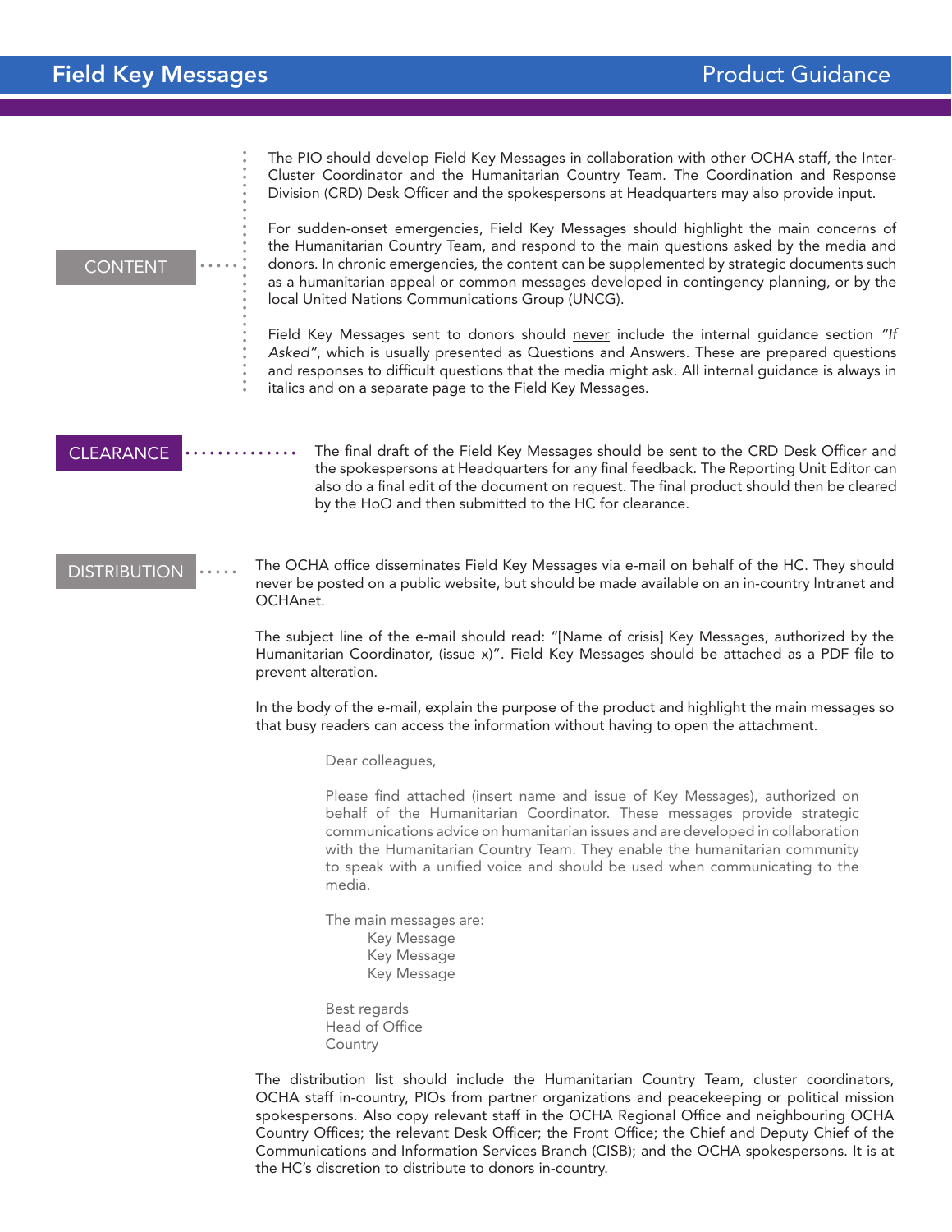## CONTENT

The PIO should develop Field Key Messages in collaboration with other OCHA staff, the Inter-Cluster Coordinator and the Humanitarian Country Team. The Coordination and Response Division (CRD) Desk Officer and the spokespersons at Headquarters may also provide input.

For sudden-onset emergencies, Field Key Messages should highlight the main concerns of the Humanitarian Country Team, and respond to the main questions asked by the media and donors. In chronic emergencies, the content can be supplemented by strategic documents such as a humanitarian appeal or common messages developed in contingency planning, or by the local United Nations Communications Group (UNCG).

Field Key Messages sent to donors should never include the internal guidance section *"If Asked"*, which is usually presented as Questions and Answers. These are prepared questions and responses to difficult questions that the media might ask. All internal guidance is always in italics and on a separate page to the Field Key Messages.

## CLEARANCE

The final draft of the Field Key Messages should be sent to the CRD Desk Officer and the spokespersons at Headquarters for any final feedback. The Reporting Unit Editor can also do a final edit of the document on request. The final product should then be cleared by the HoO and then submitted to the HC for clearance.

## DISTRIBUTION

The OCHA office disseminates Field Key Messages via e-mail on behalf of the HC. They should never be posted on a public website, but should be made available on an in-country Intranet and OCHAnet.

The subject line of the e-mail should read: "[Name of crisis] Key Messages, authorized by the Humanitarian Coordinator, (issue x)". Field Key Messages should be attached as a PDF file to prevent alteration.

In the body of the e-mail, explain the purpose of the product and highlight the main messages so that busy readers can access the information without having to open the attachment.

> Dear colleagues,
>
> Please find attached (insert name and issue of Key Messages), authorized on behalf of the Humanitarian Coordinator. These messages provide strategic communications advice on humanitarian issues and are developed in collaboration with the Humanitarian Country Team. They enable the humanitarian community to speak with a unified voice and should be used when communicating to the media.
>
> The main messages are:
> - Key Message
> - Key Message
> - Key Message
>
> Best regards
> Head of Office
> Country

The distribution list should include the Humanitarian Country Team, cluster coordinators, OCHA staff in-country, PIOs from partner organizations and peacekeeping or political mission spokespersons. Also copy relevant staff in the OCHA Regional Office and neighbouring OCHA Country Offices; the relevant Desk Officer; the Front Office; the Chief and Deputy Chief of the Communications and Information Services Branch (CISB); and the OCHA spokespersons. It is at the HC's discretion to distribute to donors in-country.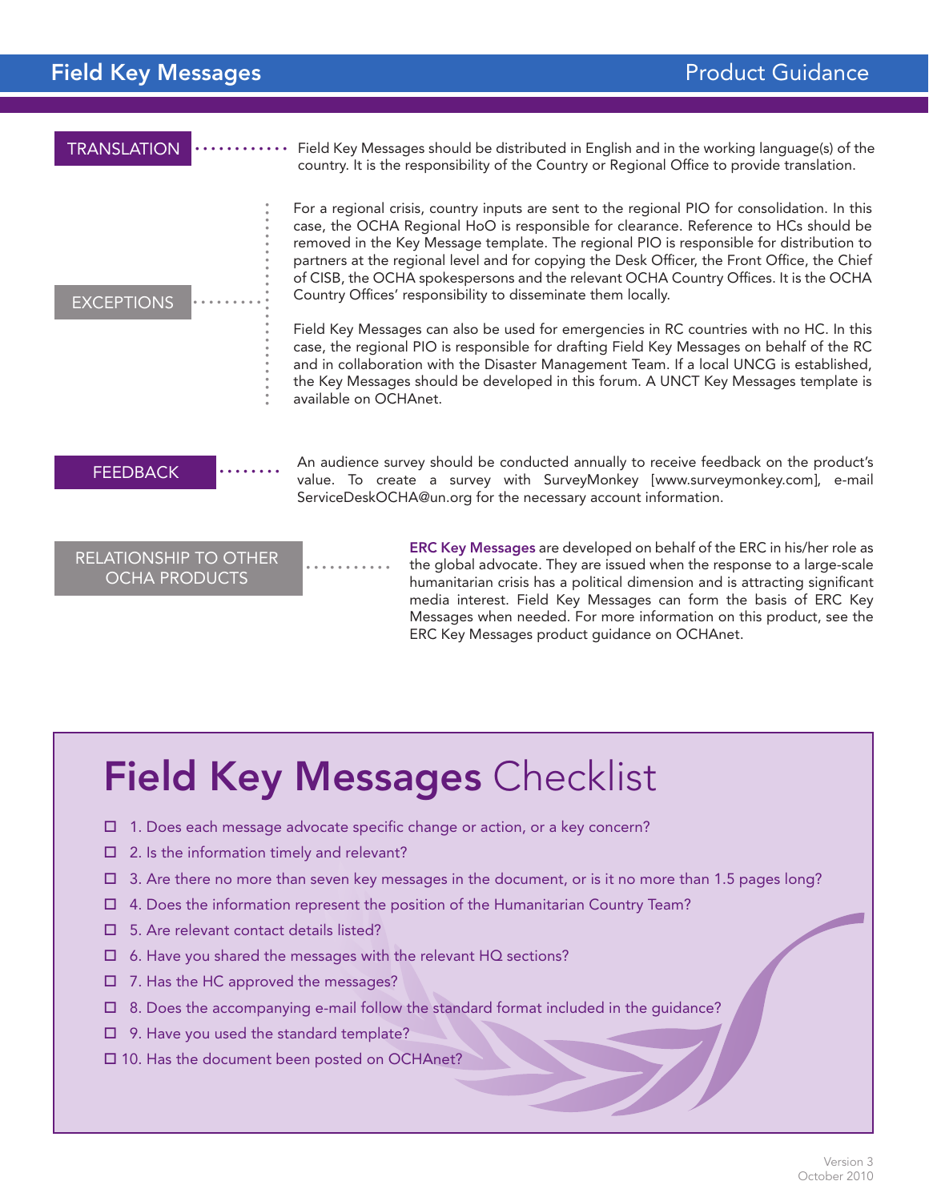## TRANSLATION

Field Key Messages should be distributed in English and in the working language(s) of the country. It is the responsibility of the Country or Regional Office to provide translation.

## EXCEPTIONS

For a regional crisis, country inputs are sent to the regional PIO for consolidation. In this case, the OCHA Regional HoO is responsible for clearance. Reference to HCs should be removed in the Key Message template. The regional PIO is responsible for distribution to partners at the regional level and for copying the Desk Officer, the Front Office, the Chief of CISB, the OCHA spokespersons and the relevant OCHA Country Offices. It is the OCHA Country Offices' responsibility to disseminate them locally.

Field Key Messages can also be used for emergencies in RC countries with no HC. In this case, the regional PIO is responsible for drafting Field Key Messages on behalf of the RC and in collaboration with the Disaster Management Team. If a local UNCG is established, the Key Messages should be developed in this forum. A UNCT Key Messages template is available on OCHAnet.

## FEEDBACK

An audience survey should be conducted annually to receive feedback on the product's value. To create a survey with SurveyMonkey [www.surveymonkey.com], e-mail ServiceDeskOCHA@un.org for the necessary account information.

## RELATIONSHIP TO OTHER OCHA PRODUCTS

**ERC Key Messages** are developed on behalf of the ERC in his/her role as the global advocate. They are issued when the response to a large-scale humanitarian crisis has a political dimension and is attracting significant media interest. Field Key Messages can form the basis of ERC Key Messages when needed. For more information on this product, see the ERC Key Messages product guidance on OCHAnet.

# **Field Key Messages** Checklist

- ☐ 1. Does each message advocate specific change or action, or a key concern?
- ☐ 2. Is the information timely and relevant?
- ☐ 3. Are there no more than seven key messages in the document, or is it no more than 1.5 pages long?
- ☐ 4. Does the information represent the position of the Humanitarian Country Team?
- ☐ 5. Are relevant contact details listed?
- ☐ 6. Have you shared the messages with the relevant HQ sections?
- ☐ 7. Has the HC approved the messages?
- ☐ 8. Does the accompanying e-mail follow the standard format included in the guidance?
- ☐ 9. Have you used the standard template?
- ☐ 10. Has the document been posted on OCHAnet?

Version 3
October 2010